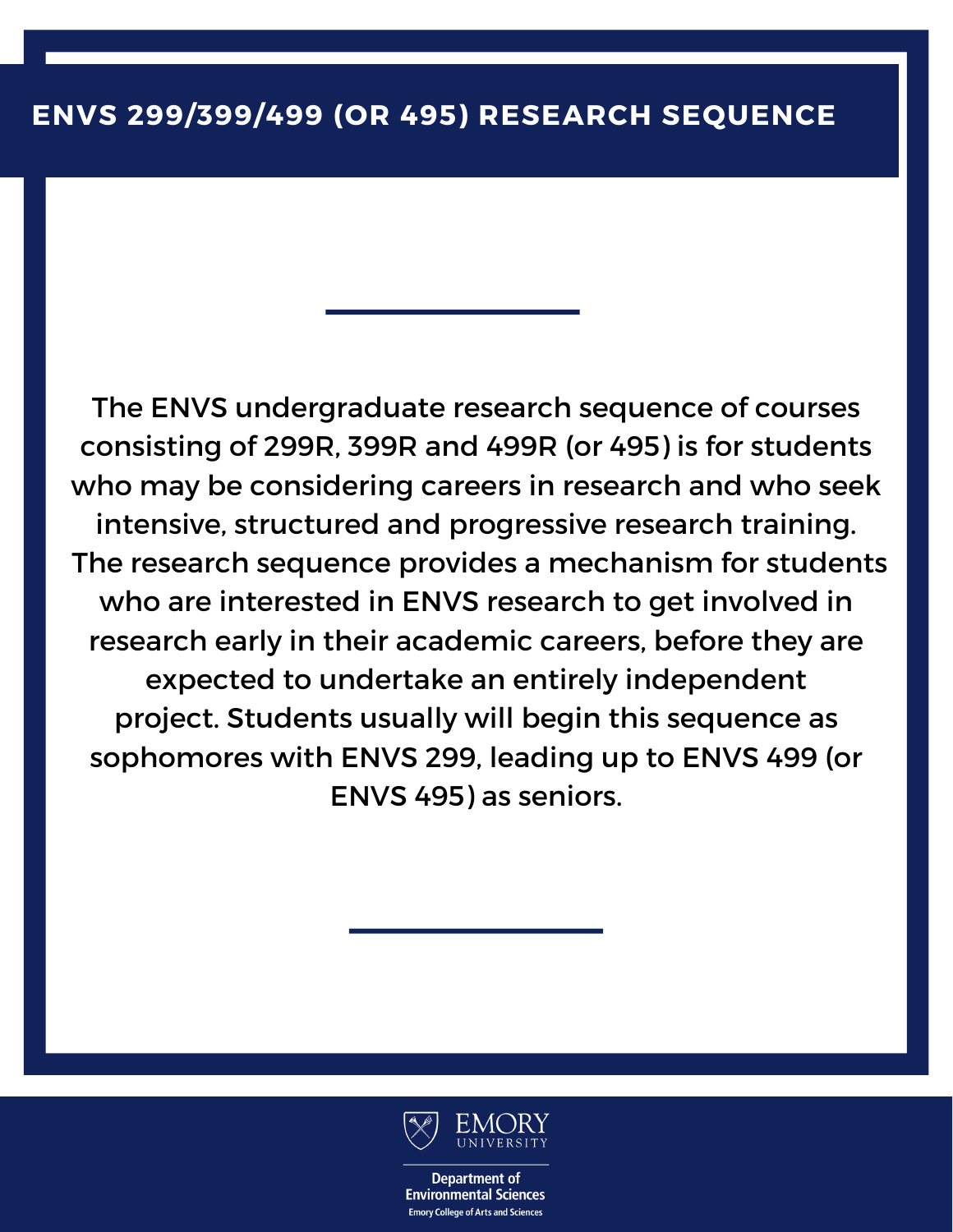# ENVS 299/399/499 (OR 495) RESEARCH SEQUENCE

The ENVS undergraduate research sequence of courses consisting of 299R, 399R and 499R (or 495) is for students who may be considering careers in research and who seek intensive, structured and progressive research training. The research sequence provides a mechanism for students who are interested in ENVS research to get involved in research early in their academic careers, before they are expected to undertake an entirely independent project. Students usually will begin this sequence as sophomores with ENVS 299, leading up to ENVS 499 (or ENVS 495) as seniors.

EMORY UNIVERSITY

Department of Environmental Sciences

Emory College of Arts and Sciences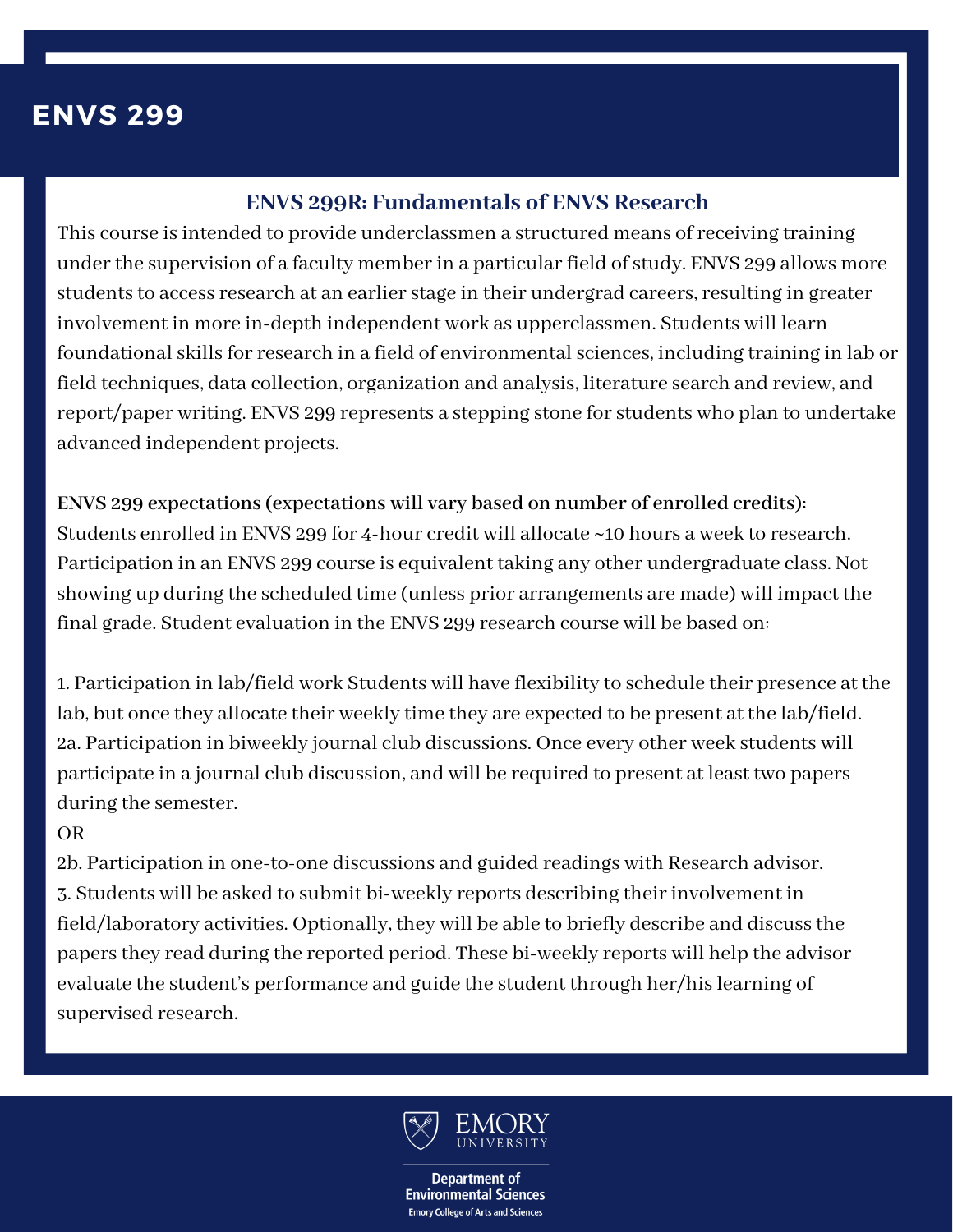# ENVS 299

## ENVS 299R: Fundamentals of ENVS Research

This course is intended to provide underclassmen a structured means of receiving training under the supervision of a faculty member in a particular field of study. ENVS 299 allows more students to access research at an earlier stage in their undergrad careers, resulting in greater involvement in more in-depth independent work as upperclassmen. Students will learn foundational skills for research in a field of environmental sciences, including training in lab or field techniques, data collection, organization and analysis, literature search and review, and report/paper writing. ENVS 299 represents a stepping stone for students who plan to undertake advanced independent projects.

**ENVS 299 expectations (expectations will vary based on number of enrolled credits):**
Students enrolled in ENVS 299 for 4-hour credit will allocate ~10 hours a week to research. Participation in an ENVS 299 course is equivalent taking any other undergraduate class. Not showing up during the scheduled time (unless prior arrangements are made) will impact the final grade. Student evaluation in the ENVS 299 research course will be based on:

1. Participation in lab/field work Students will have flexibility to schedule their presence at the lab, but once they allocate their weekly time they are expected to be present at the lab/field.

2a. Participation in biweekly journal club discussions. Once every other week students will participate in a journal club discussion, and will be required to present at least two papers during the semester.

OR

2b. Participation in one-to-one discussions and guided readings with Research advisor.

3. Students will be asked to submit bi-weekly reports describing their involvement in field/laboratory activities. Optionally, they will be able to briefly describe and discuss the papers they read during the reported period. These bi-weekly reports will help the advisor evaluate the student's performance and guide the student through her/his learning of supervised research.

Emory University
Department of Environmental Sciences
Emory College of Arts and Sciences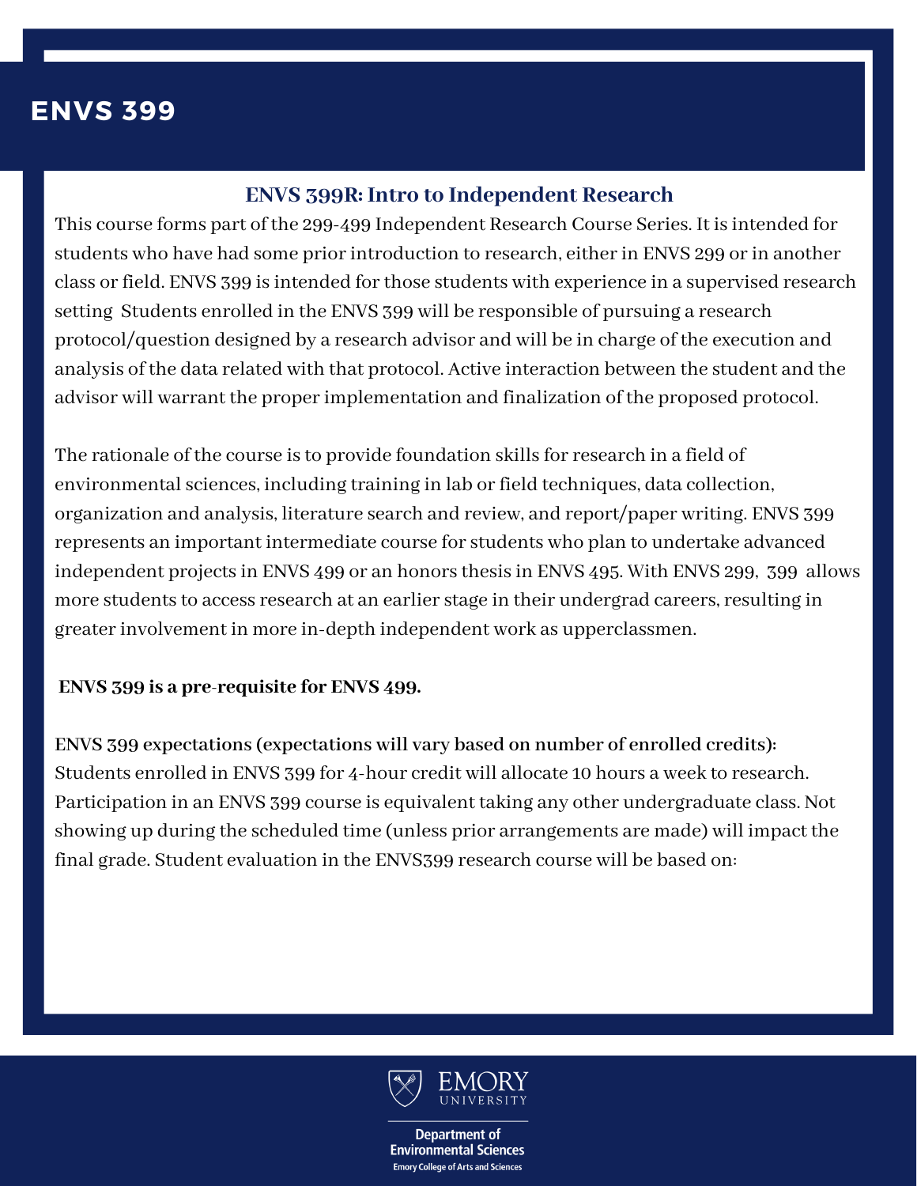# ENVS 399

## ENVS 399R: Intro to Independent Research

This course forms part of the 299-499 Independent Research Course Series. It is intended for students who have had some prior introduction to research, either in ENVS 299 or in another class or field. ENVS 399 is intended for those students with experience in a supervised research setting  Students enrolled in the ENVS 399 will be responsible of pursuing a research protocol/question designed by a research advisor and will be in charge of the execution and analysis of the data related with that protocol. Active interaction between the student and the advisor will warrant the proper implementation and finalization of the proposed protocol.

The rationale of the course is to provide foundation skills for research in a field of environmental sciences, including training in lab or field techniques, data collection, organization and analysis, literature search and review, and report/paper writing. ENVS 399 represents an important intermediate course for students who plan to undertake advanced independent projects in ENVS 499 or an honors thesis in ENVS 495. With ENVS 299,  399  allows more students to access research at an earlier stage in their undergrad careers, resulting in greater involvement in more in-depth independent work as upperclassmen.

**ENVS 399 is a pre-requisite for ENVS 499.**

**ENVS 399 expectations (expectations will vary based on number of enrolled credits):**
Students enrolled in ENVS 399 for 4-hour credit will allocate 10 hours a week to research. Participation in an ENVS 399 course is equivalent taking any other undergraduate class. Not showing up during the scheduled time (unless prior arrangements are made) will impact the final grade. Student evaluation in the ENVS399 research course will be based on:

Emory University
Department of Environmental Sciences
Emory College of Arts and Sciences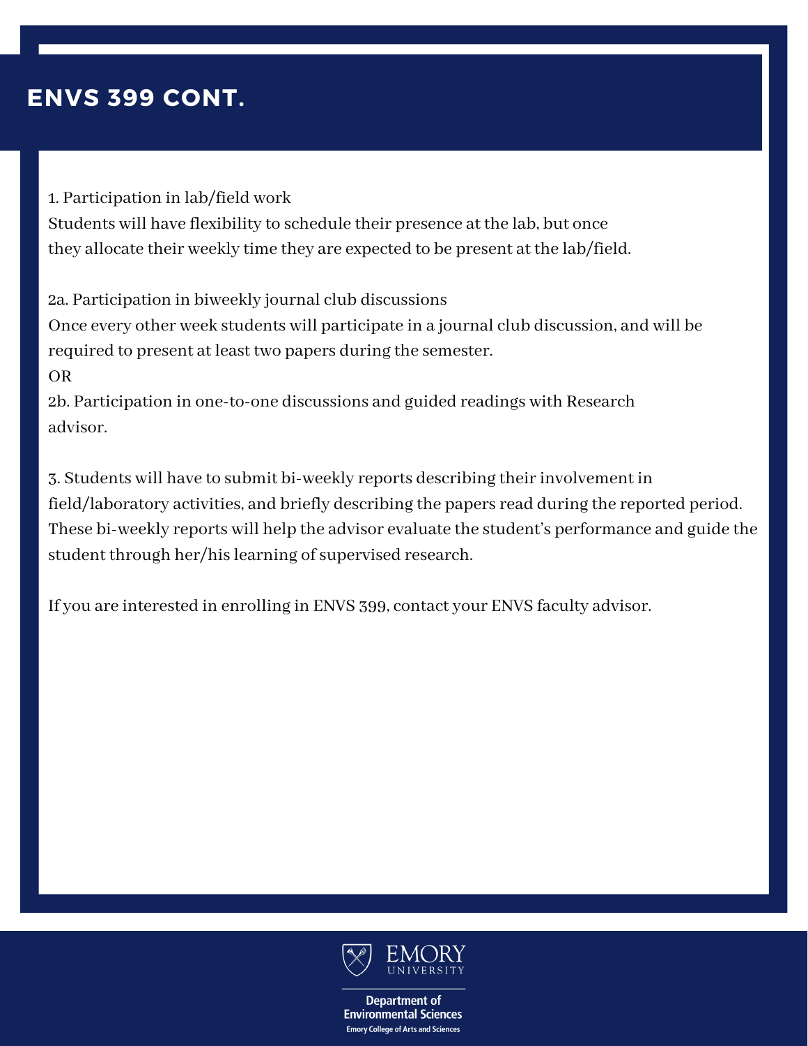# ENVS 399 CONT.

1. Participation in lab/field work
Students will have flexibility to schedule their presence at the lab, but once they allocate their weekly time they are expected to be present at the lab/field.

2a. Participation in biweekly journal club discussions
Once every other week students will participate in a journal club discussion, and will be required to present at least two papers during the semester.
OR
2b. Participation in one-to-one discussions and guided readings with Research advisor.

3. Students will have to submit bi-weekly reports describing their involvement in field/laboratory activities, and briefly describing the papers read during the reported period. These bi-weekly reports will help the advisor evaluate the student's performance and guide the student through her/his learning of supervised research.

If you are interested in enrolling in ENVS 399, contact your ENVS faculty advisor.

EMORY UNIVERSITY

Department of Environmental Sciences
Emory College of Arts and Sciences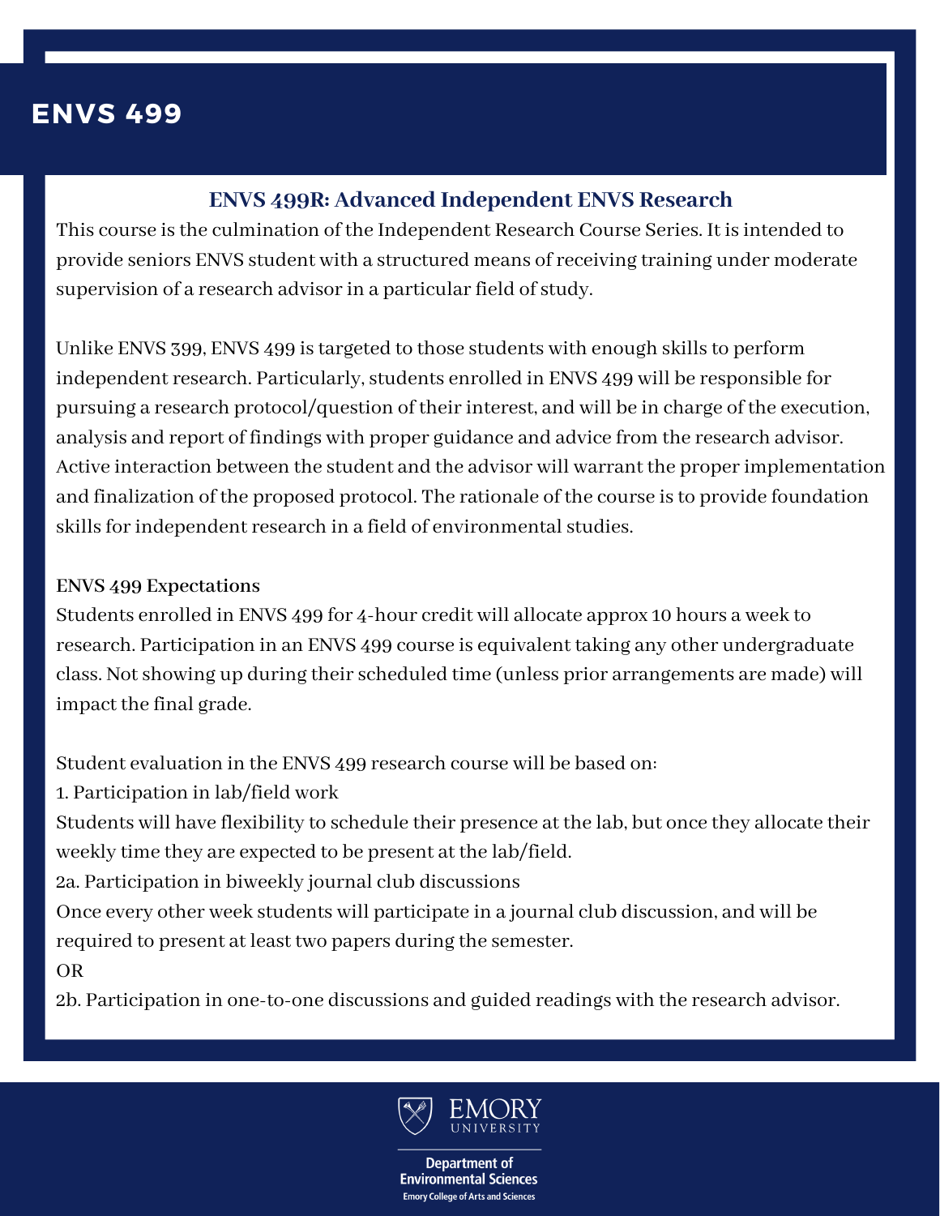# ENVS 499

## ENVS 499R: Advanced Independent ENVS Research

This course is the culmination of the Independent Research Course Series. It is intended to provide seniors ENVS student with a structured means of receiving training under moderate supervision of a research advisor in a particular field of study.

Unlike ENVS 399, ENVS 499 is targeted to those students with enough skills to perform independent research. Particularly, students enrolled in ENVS 499 will be responsible for pursuing a research protocol/question of their interest, and will be in charge of the execution, analysis and report of findings with proper guidance and advice from the research advisor. Active interaction between the student and the advisor will warrant the proper implementation and finalization of the proposed protocol. The rationale of the course is to provide foundation skills for independent research in a field of environmental studies.

### ENVS 499 Expectations

Students enrolled in ENVS 499 for 4-hour credit will allocate approx 10 hours a week to research. Participation in an ENVS 499 course is equivalent taking any other undergraduate class. Not showing up during their scheduled time (unless prior arrangements are made) will impact the final grade.

Student evaluation in the ENVS 499 research course will be based on:

1. Participation in lab/field work

Students will have flexibility to schedule their presence at the lab, but once they allocate their weekly time they are expected to be present at the lab/field.

2a. Participation in biweekly journal club discussions

Once every other week students will participate in a journal club discussion, and will be required to present at least two papers during the semester.

OR

2b. Participation in one-to-one discussions and guided readings with the research advisor.

Emory University

Department of Environmental Sciences
Emory College of Arts and Sciences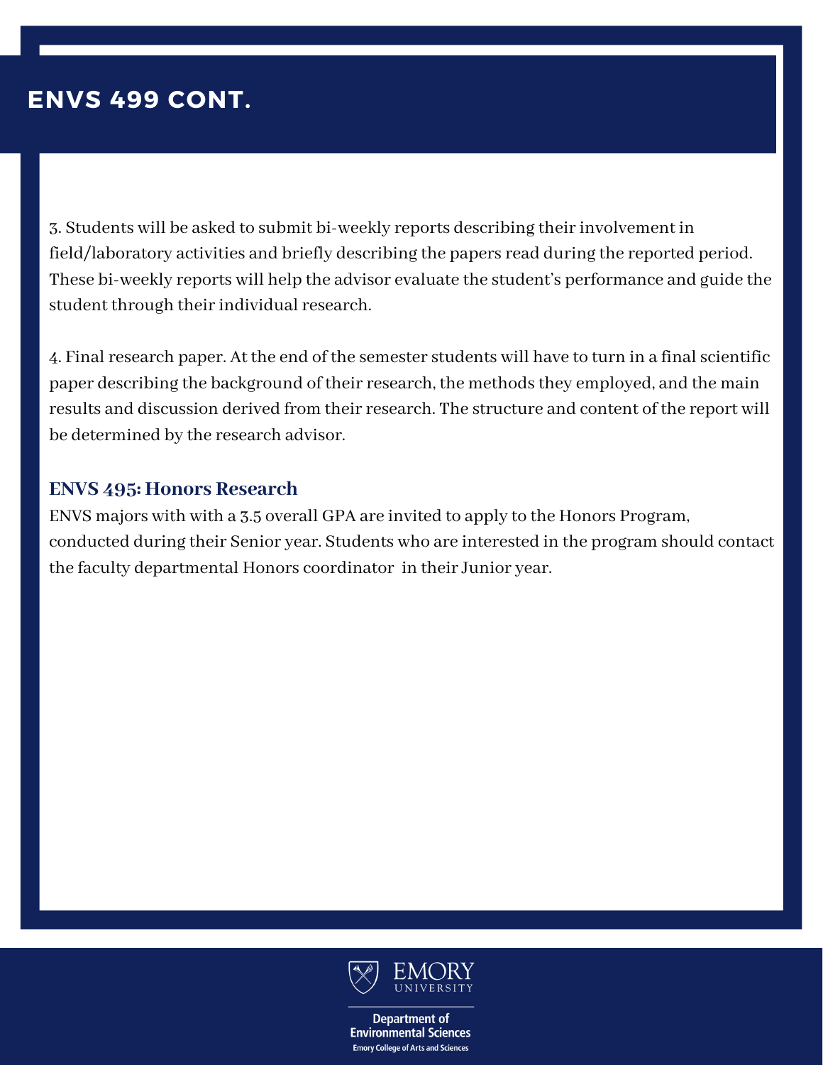# ENVS 499 CONT.

3. Students will be asked to submit bi-weekly reports describing their involvement in field/laboratory activities and briefly describing the papers read during the reported period. These bi-weekly reports will help the advisor evaluate the student's performance and guide the student through their individual research.

4. Final research paper. At the end of the semester students will have to turn in a final scientific paper describing the background of their research, the methods they employed, and the main results and discussion derived from their research. The structure and content of the report will be determined by the research advisor.

### ENVS 495: Honors Research

ENVS majors with with a 3.5 overall GPA are invited to apply to the Honors Program, conducted during their Senior year. Students who are interested in the program should contact the faculty departmental Honors coordinator in their Junior year.

EMORY UNIVERSITY

Department of Environmental Sciences
Emory College of Arts and Sciences